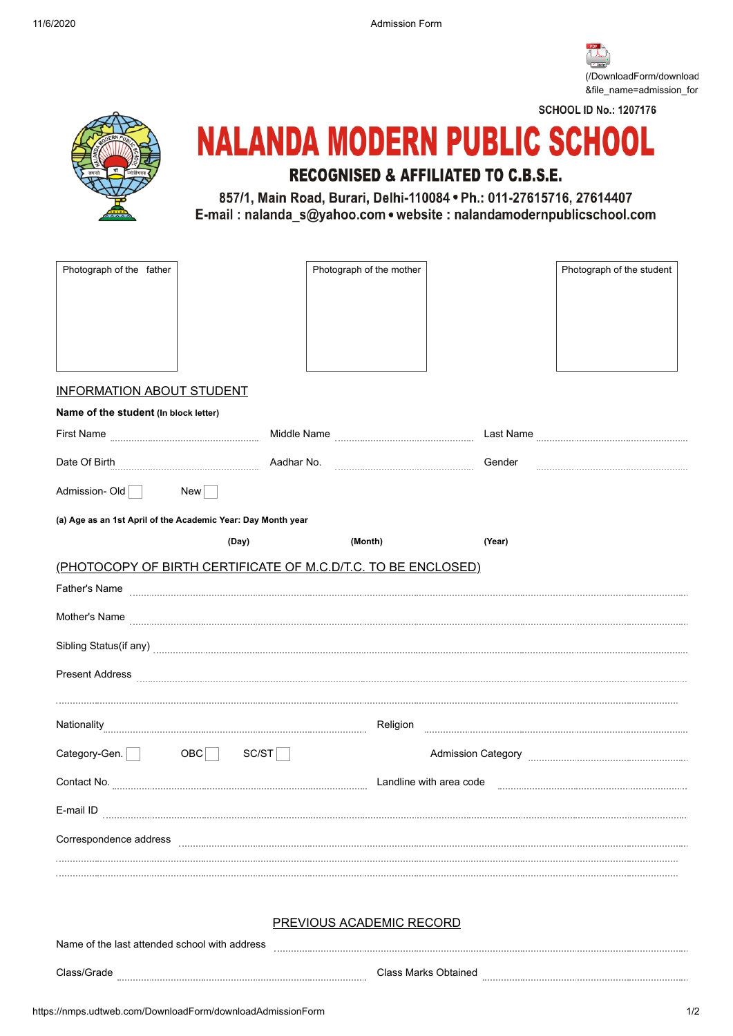(/DownloadForm/download&file_name=admission_for

SCHOOL ID No.: 1207176

# NALANDA MODERN PUBLIC SCHOOL

### RECOGNISED & AFFILIATED TO C.B.S.E.

857/1, Main Road, Burari, Delhi-110084 • Ph.: 011-27615716, 27614407
E-mail : nalanda_s@yahoo.com • website : nalandamodernpublicschool.com

| Photograph of the father | Photograph of the mother | Photograph of the student |
|---|---|---|
| | | |

## INFORMATION ABOUT STUDENT

**Name of the student** (In block letter)

First Name .................... Middle Name .................... Last Name ....................

Date Of Birth .................... Aadhar No. .................... Gender ....................

Admission- Old ☐ New ☐

**(a) Age as an 1st April of the Academic Year: Day Month year**

**(Day)** **(Month)** **(Year)**

(PHOTOCOPY OF BIRTH CERTIFICATE OF M.C.D/T.C. TO BE ENCLOSED)

Father's Name ....................

Mother's Name ....................

Sibling Status(if any) ....................

Present Address ....................

....................

Nationality .................... Religion ....................

Category-Gen. ☐ OBC ☐ SC/ST ☐ Admission Category ....................

Contact No. .................... Landline with area code ....................

E-mail ID ....................

Correspondence address ....................

....................

....................

## PREVIOUS ACADEMIC RECORD

Name of the last attended school with address ....................

Class/Grade .................... Class Marks Obtained ....................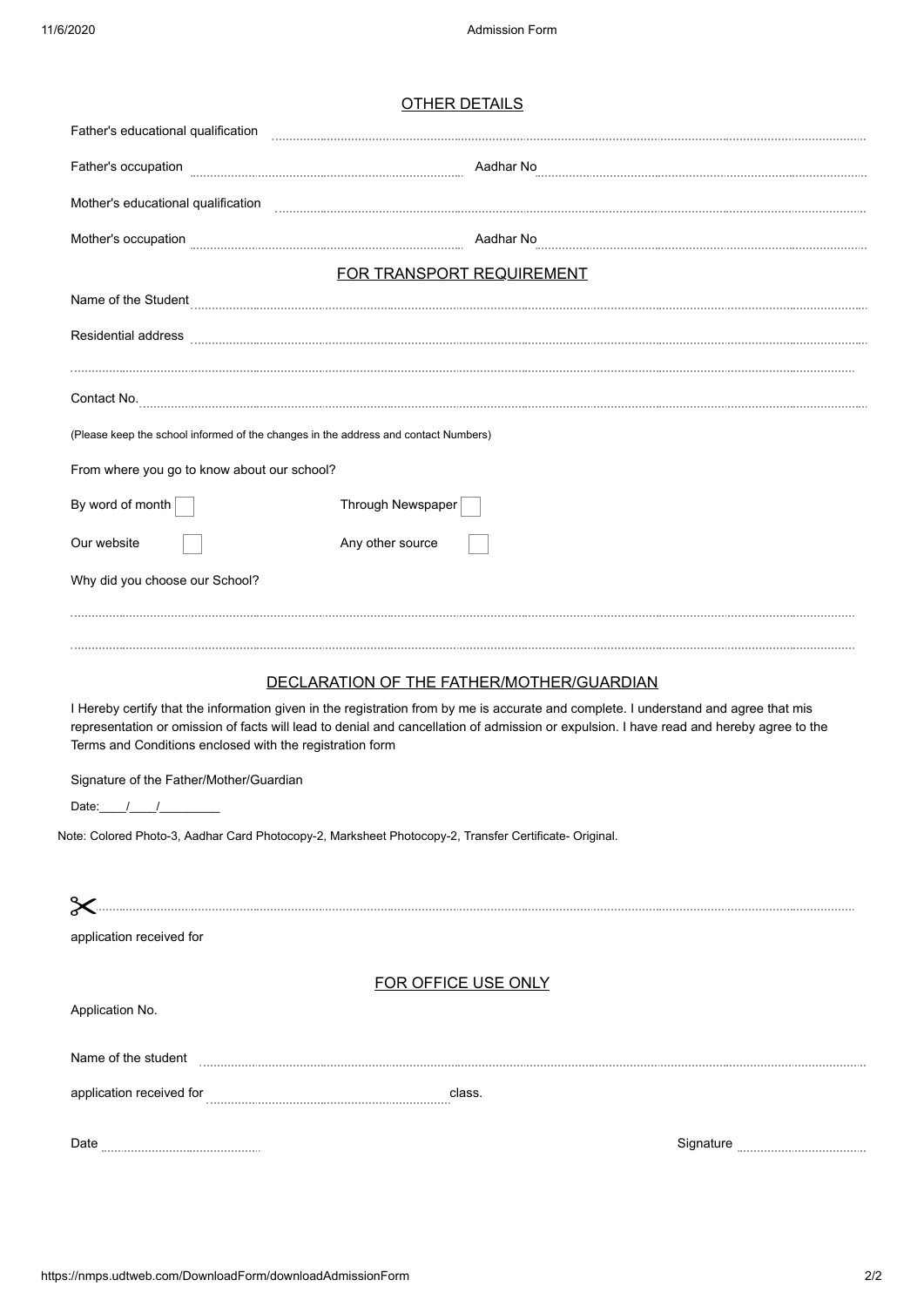## OTHER DETAILS

Father's educational qualification ..............................................................................................

Father's occupation .............................................. Aadhar No ..............................................

Mother's educational qualification ..............................................................................................

Mother's occupation .............................................. Aadhar No ..............................................

## FOR TRANSPORT REQUIREMENT

Name of the Student ..............................................................................................

Residential address ..............................................................................................

..............................................................................................

Contact No. ..............................................................................................

(Please keep the school informed of the changes in the address and contact Numbers)

From where you go to know about our school?

By word of month ☐ Through Newspaper ☐

Our website ☐ Any other source ☐

Why did you choose our School?

..............................................................................................

..............................................................................................

## DECLARATION OF THE FATHER/MOTHER/GUARDIAN

I Hereby certify that the information given in the registration from by me is accurate and complete. I understand and agree that mis representation or omission of facts will lead to denial and cancellation of admission or expulsion. I have read and hereby agree to the Terms and Conditions enclosed with the registration form

Signature of the Father/Mother/Guardian

Date:____/____/_________

Note: Colored Photo-3, Aadhar Card Photocopy-2, Marksheet Photocopy-2, Transfer Certificate- Original.

✂..............................................................................................

application received for

## FOR OFFICE USE ONLY

Application No.

Name of the student ..............................................................................................

application received for .............................................. class.

Date .............................................. Signature ..............................................